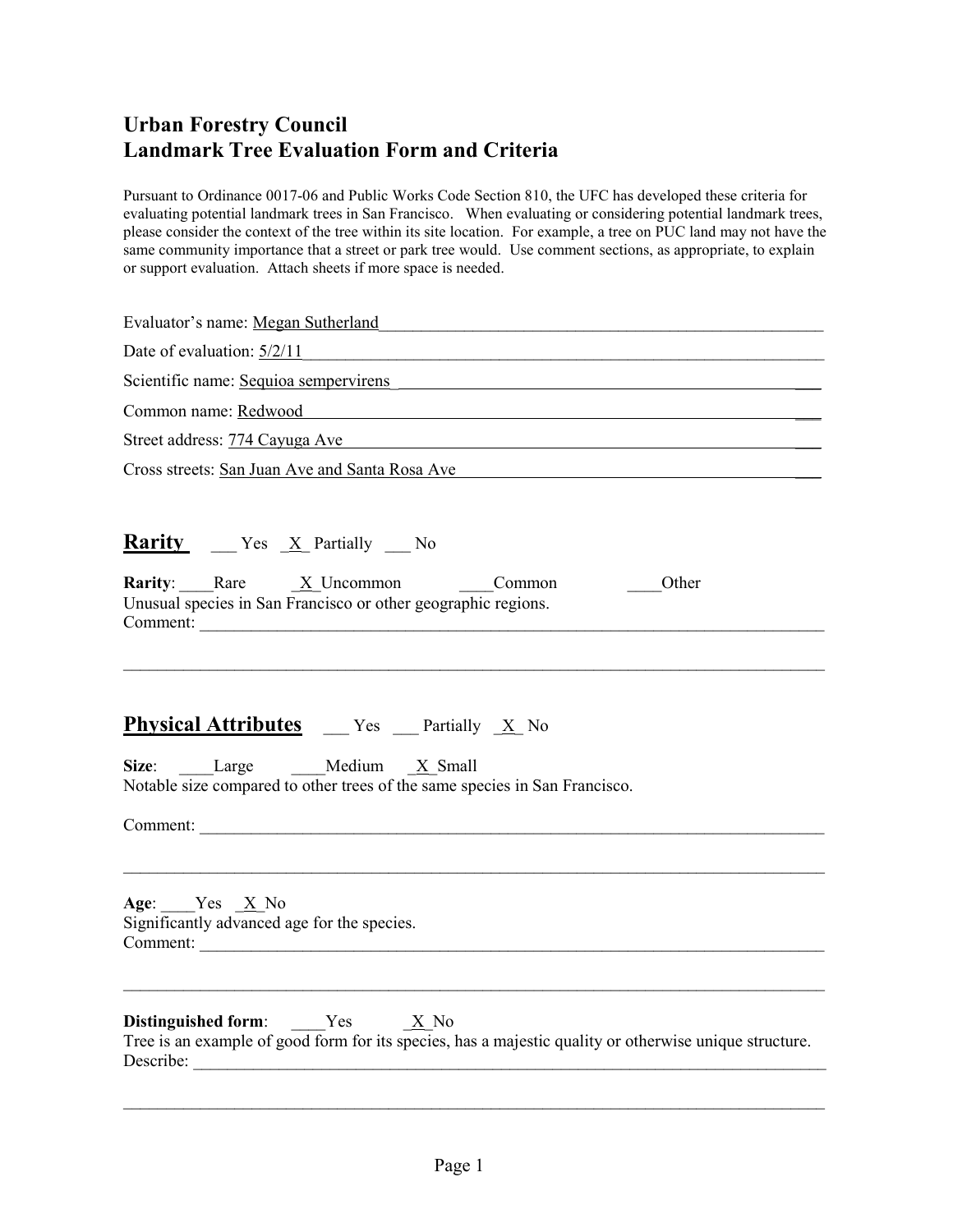# Urban Forestry Council
# Landmark Tree Evaluation Form and Criteria

Pursuant to Ordinance 0017-06 and Public Works Code Section 810, the UFC has developed these criteria for evaluating potential landmark trees in San Francisco. When evaluating or considering potential landmark trees, please consider the context of the tree within its site location. For example, a tree on PUC land may not have the same community importance that a street or park tree would. Use comment sections, as appropriate, to explain or support evaluation. Attach sheets if more space is needed.

Evaluator's name: Megan Sutherland

Date of evaluation: 5/2/11

Scientific name: Sequoia sempervirens

Common name: Redwood

Street address: 774 Cayuga Ave

Cross streets: San Juan Ave and Santa Rosa Ave

## Rarity ___ Yes _X_ Partially ___ No

**Rarity**: ____Rare _X_Uncommon ____Common ____Other

Unusual species in San Francisco or other geographic regions.

Comment: ______

## Physical Attributes ___ Yes ___ Partially _X_ No

**Size**: ____Large ____Medium _X_Small

Notable size compared to other trees of the same species in San Francisco.

Comment: ______

**Age**: ____Yes _X_No

Significantly advanced age for the species.

Comment: ______

**Distinguished form**: ____Yes _X_No

Tree is an example of good form for its species, has a majestic quality or otherwise unique structure.

Describe: ______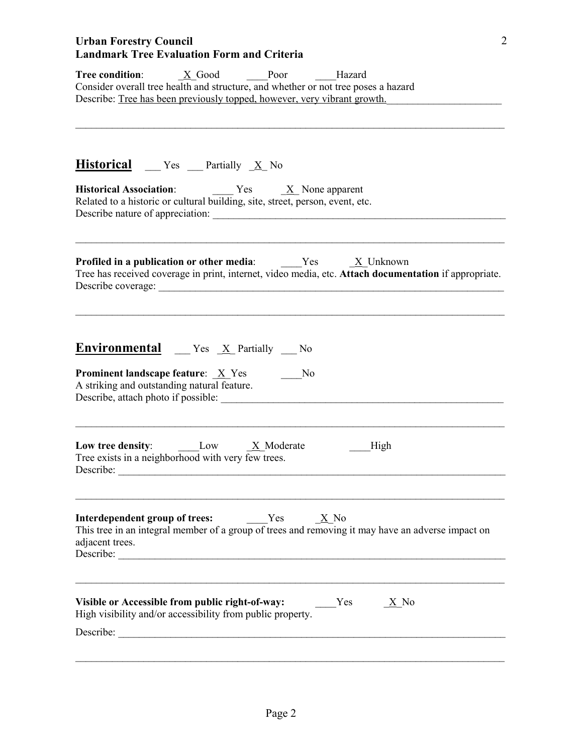**Urban Forestry Council**
**Landmark Tree Evaluation Form and Criteria**

**Tree condition**: _X_Good ____Poor ____Hazard
Consider overall tree health and structure, and whether or not tree poses a hazard
Describe: Tree has been previously topped, however, very vibrant growth.

## Historical ___ Yes ___ Partially _X_ No

**Historical Association**: ____ Yes _X_ None apparent
Related to a historic or cultural building, site, street, person, event, etc.
Describe nature of appreciation: ______

**Profiled in a publication or other media**: ____Yes _X_Unknown
Tree has received coverage in print, internet, video media, etc. **Attach documentation** if appropriate.
Describe coverage: ______

## Environmental ___ Yes _X_ Partially ___ No

**Prominent landscape feature**: _X_Yes ____No
A striking and outstanding natural feature.
Describe, attach photo if possible: ______

**Low tree density**: ____Low _X_Moderate ____High
Tree exists in a neighborhood with very few trees.
Describe: ______

**Interdependent group of trees:** ____Yes _X_No
This tree in an integral member of a group of trees and removing it may have an adverse impact on adjacent trees.
Describe: ______

**Visible or Accessible from public right-of-way:** ____Yes _X_No
High visibility and/or accessibility from public property.

Describe: ______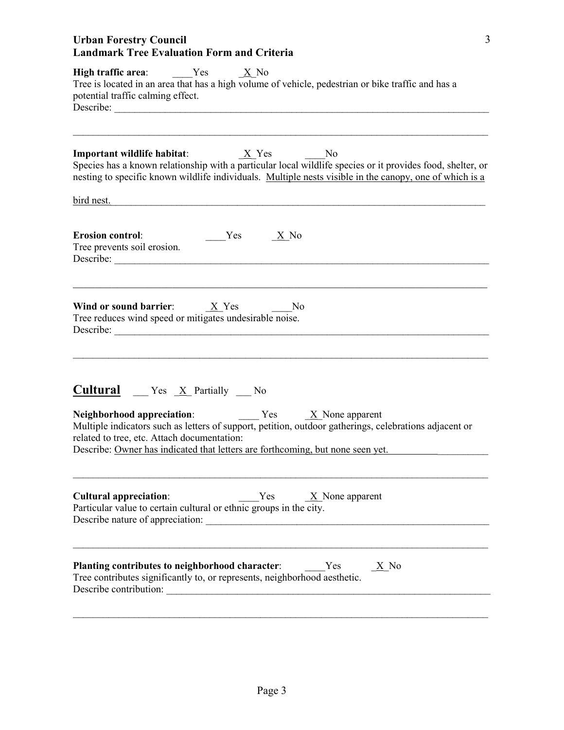**Urban Forestry Council**
**Landmark Tree Evaluation Form and Criteria**

**High traffic area**: ____Yes _X_No
Tree is located in an area that has a high volume of vehicle, pedestrian or bike traffic and has a potential traffic calming effect.
Describe: ______________________________________________________________________________

______________________________________________________________________________

**Important wildlife habitat**: _X_Yes ____No
Species has a known relationship with a particular local wildlife species or it provides food, shelter, or nesting to specific known wildlife individuals. Multiple nests visible in the canopy, one of which is a bird nest.

**Erosion control**: ____Yes _X_No
Tree prevents soil erosion.
Describe: ______________________________________________________________________________

______________________________________________________________________________

**Wind or sound barrier**: _X_Yes ____No
Tree reduces wind speed or mitigates undesirable noise.
Describe: ______________________________________________________________________________

______________________________________________________________________________

## Cultural ___ Yes _X_ Partially ___ No

**Neighborhood appreciation**: ____ Yes _X_None apparent
Multiple indicators such as letters of support, petition, outdoor gatherings, celebrations adjacent or related to tree, etc. Attach documentation:
Describe: Owner has indicated that letters are forthcoming, but none seen yet.

______________________________________________________________________________

**Cultural appreciation**: ____Yes _X_None apparent
Particular value to certain cultural or ethnic groups in the city.
Describe nature of appreciation: ______________________________________________________________

______________________________________________________________________________

**Planting contributes to neighborhood character**: ____Yes _X_No
Tree contributes significantly to, or represents, neighborhood aesthetic.
Describe contribution: ________________________________________________________________________

______________________________________________________________________________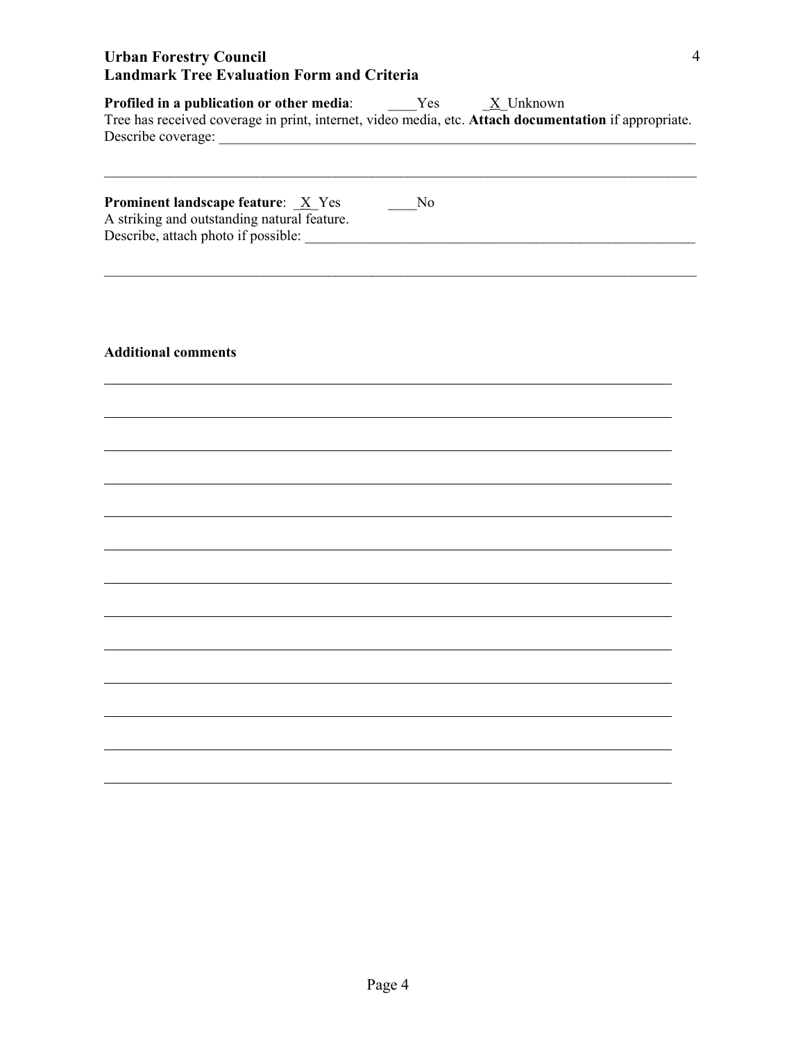**Urban Forestry Council**
**Landmark Tree Evaluation Form and Criteria**

**Profiled in a publication or other media**: ____Yes _X_Unknown
Tree has received coverage in print, internet, video media, etc. **Attach documentation** if appropriate.
Describe coverage: ______________________________________________________________________

________________________________________________________________________________

**Prominent landscape feature**: _X_Yes ____No
A striking and outstanding natural feature.
Describe, attach photo if possible: ______________________________________________________

________________________________________________________________________________

**Additional comments**

________________________________________________________________________________

________________________________________________________________________________

________________________________________________________________________________

________________________________________________________________________________

________________________________________________________________________________

________________________________________________________________________________

________________________________________________________________________________

________________________________________________________________________________

________________________________________________________________________________

________________________________________________________________________________

________________________________________________________________________________

________________________________________________________________________________

________________________________________________________________________________